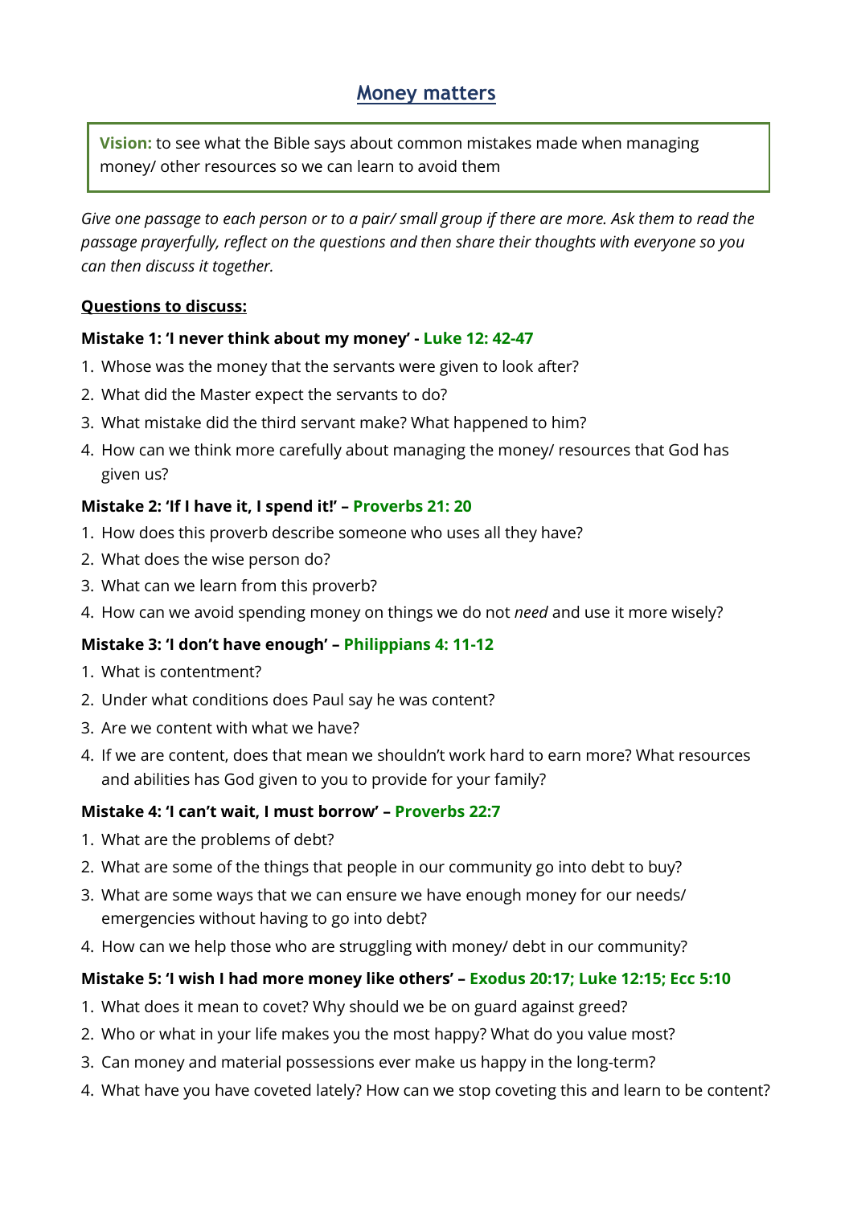# Money matters

**Vision:** to see what the Bible says about common mistakes made when managing money/ other resources so we can learn to avoid them

*Give one passage to each person or to a pair/ small group if there are more. Ask them to read the passage prayerfully, reflect on the questions and then share their thoughts with everyone so you can then discuss it together.*

**Questions to discuss:**

**Mistake 1: 'I never think about my money' - Luke 12: 42-47**

1. Whose was the money that the servants were given to look after?
2. What did the Master expect the servants to do?
3. What mistake did the third servant make? What happened to him?
4. How can we think more carefully about managing the money/ resources that God has given us?

**Mistake 2: 'If I have it, I spend it!' – Proverbs 21: 20**

1. How does this proverb describe someone who uses all they have?
2. What does the wise person do?
3. What can we learn from this proverb?
4. How can we avoid spending money on things we do not *need* and use it more wisely?

**Mistake 3: 'I don't have enough' – Philippians 4: 11-12**

1. What is contentment?
2. Under what conditions does Paul say he was content?
3. Are we content with what we have?
4. If we are content, does that mean we shouldn't work hard to earn more? What resources and abilities has God given to you to provide for your family?

**Mistake 4: 'I can't wait, I must borrow' – Proverbs 22:7**

1. What are the problems of debt?
2. What are some of the things that people in our community go into debt to buy?
3. What are some ways that we can ensure we have enough money for our needs/ emergencies without having to go into debt?
4. How can we help those who are struggling with money/ debt in our community?

**Mistake 5: 'I wish I had more money like others' – Exodus 20:17; Luke 12:15; Ecc 5:10**

1. What does it mean to covet? Why should we be on guard against greed?
2. Who or what in your life makes you the most happy? What do you value most?
3. Can money and material possessions ever make us happy in the long-term?
4. What have you have coveted lately? How can we stop coveting this and learn to be content?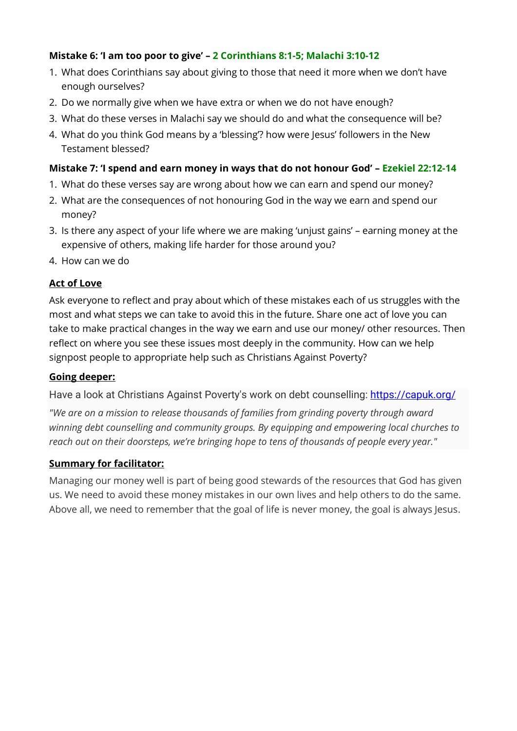**Mistake 6: 'I am too poor to give' – 2 Corinthians 8:1-5; Malachi 3:10-12**

1. What does Corinthians say about giving to those that need it more when we don't have enough ourselves?
2. Do we normally give when we have extra or when we do not have enough?
3. What do these verses in Malachi say we should do and what the consequence will be?
4. What do you think God means by a 'blessing'? how were Jesus' followers in the New Testament blessed?

**Mistake 7: 'I spend and earn money in ways that do not honour God' – Ezekiel 22:12-14**

1. What do these verses say are wrong about how we can earn and spend our money?
2. What are the consequences of not honouring God in the way we earn and spend our money?
3. Is there any aspect of your life where we are making 'unjust gains' – earning money at the expensive of others, making life harder for those around you?
4. How can we do

**Act of Love**

Ask everyone to reflect and pray about which of these mistakes each of us struggles with the most and what steps we can take to avoid this in the future. Share one act of love you can take to make practical changes in the way we earn and use our money/ other resources. Then reflect on where you see these issues most deeply in the community. How can we help signpost people to appropriate help such as Christians Against Poverty?

**Going deeper:**

Have a look at Christians Against Poverty's work on debt counselling: https://capuk.org/

*"We are on a mission to release thousands of families from grinding poverty through award winning debt counselling and community groups. By equipping and empowering local churches to reach out on their doorsteps, we're bringing hope to tens of thousands of people every year."*

**Summary for facilitator:**

Managing our money well is part of being good stewards of the resources that God has given us. We need to avoid these money mistakes in our own lives and help others to do the same. Above all, we need to remember that the goal of life is never money, the goal is always Jesus.